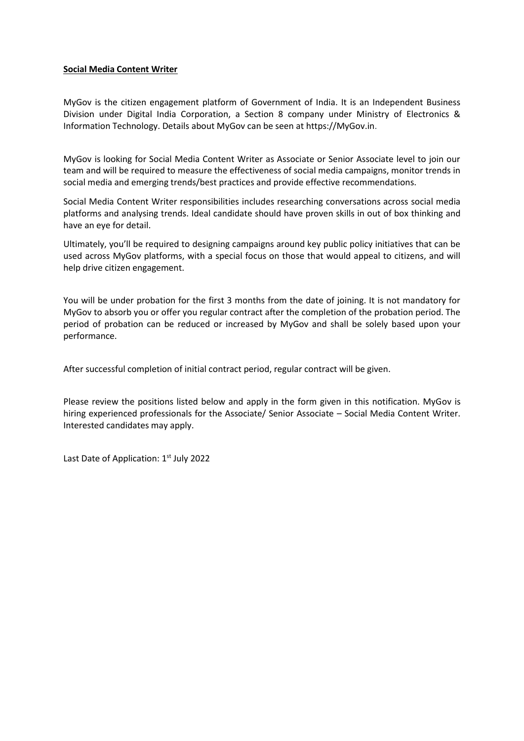**Social Media Content Writer**

MyGov is the citizen engagement platform of Government of India. It is an Independent Business Division under Digital India Corporation, a Section 8 company under Ministry of Electronics & Information Technology. Details about MyGov can be seen at https://MyGov.in.

MyGov is looking for Social Media Content Writer as Associate or Senior Associate level to join our team and will be required to measure the effectiveness of social media campaigns, monitor trends in social media and emerging trends/best practices and provide effective recommendations.

Social Media Content Writer responsibilities includes researching conversations across social media platforms and analysing trends. Ideal candidate should have proven skills in out of box thinking and have an eye for detail.

Ultimately, you'll be required to designing campaigns around key public policy initiatives that can be used across MyGov platforms, with a special focus on those that would appeal to citizens, and will help drive citizen engagement.

You will be under probation for the first 3 months from the date of joining. It is not mandatory for MyGov to absorb you or offer you regular contract after the completion of the probation period. The period of probation can be reduced or increased by MyGov and shall be solely based upon your performance.

After successful completion of initial contract period, regular contract will be given.

Please review the positions listed below and apply in the form given in this notification. MyGov is hiring experienced professionals for the Associate/ Senior Associate – Social Media Content Writer. Interested candidates may apply.

Last Date of Application: 1st July 2022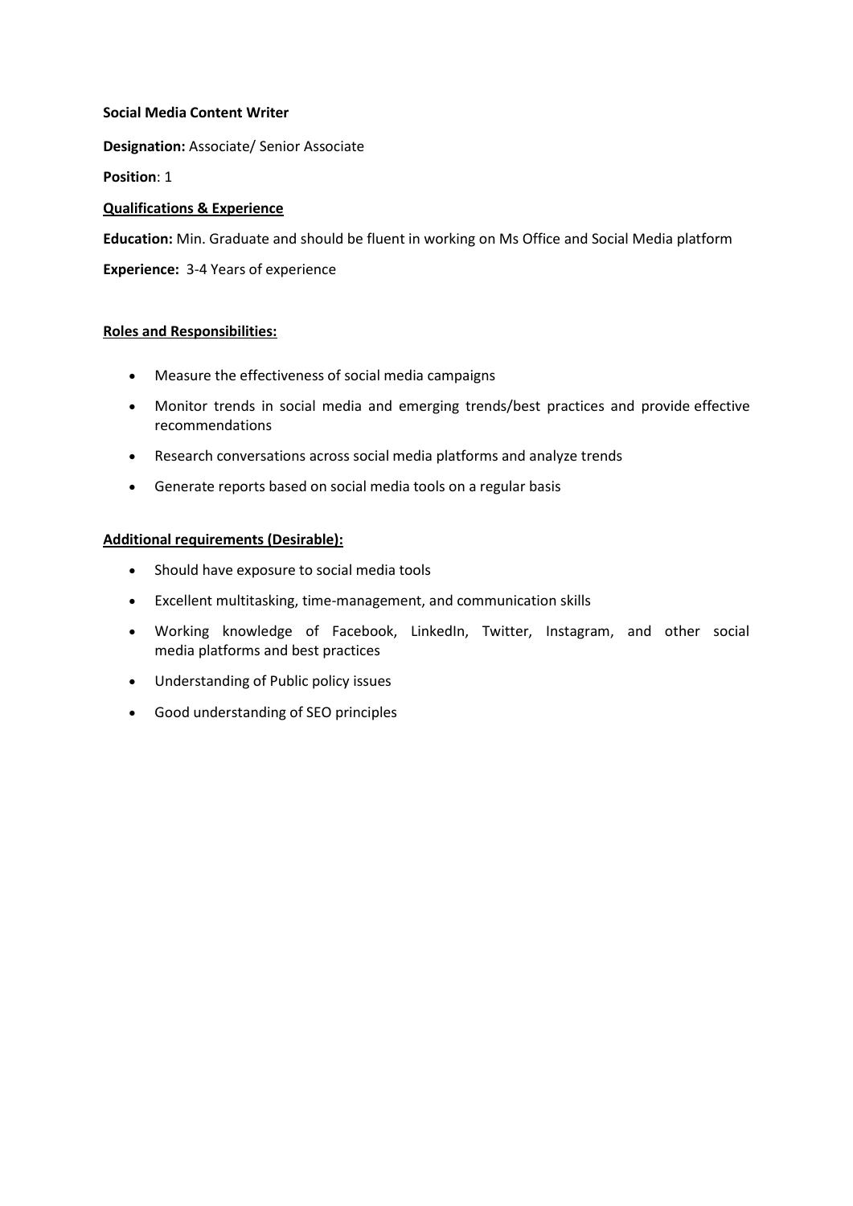**Social Media Content Writer**

**Designation:** Associate/ Senior Associate

**Position**: 1

**Qualifications & Experience**

**Education:** Min. Graduate and should be fluent in working on Ms Office and Social Media platform

**Experience:** 3-4 Years of experience

**Roles and Responsibilities:**

- Measure the effectiveness of social media campaigns
- Monitor trends in social media and emerging trends/best practices and provide effective recommendations
- Research conversations across social media platforms and analyze trends
- Generate reports based on social media tools on a regular basis

**Additional requirements (Desirable):**

- Should have exposure to social media tools
- Excellent multitasking, time-management, and communication skills
- Working knowledge of Facebook, LinkedIn, Twitter, Instagram, and other social media platforms and best practices
- Understanding of Public policy issues
- Good understanding of SEO principles